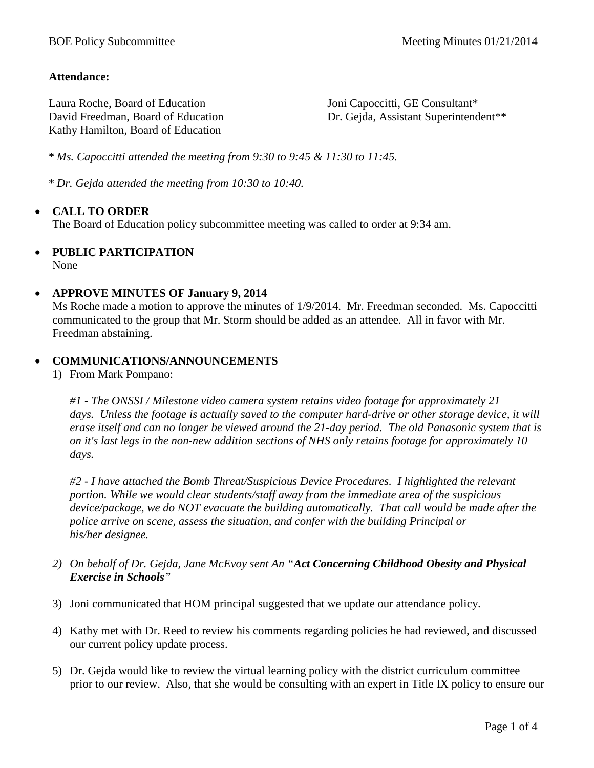**Attendance:**

Laura Roche, Board of Education
David Freedman, Board of Education
Kathy Hamilton, Board of Education

Joni Capoccitti, GE Consultant*
Dr. Gejda, Assistant Superintendent**

* *Ms. Capoccitti attended the meeting from 9:30 to 9:45 & 11:30 to 11:45.*

* *Dr. Gejda attended the meeting from 10:30 to 10:40.*

- **CALL TO ORDER**
  The Board of Education policy subcommittee meeting was called to order at 9:34 am.

- **PUBLIC PARTICIPATION**
  None

- **APPROVE MINUTES OF January 9, 2014**
  Ms Roche made a motion to approve the minutes of 1/9/2014. Mr. Freedman seconded. Ms. Capoccitti communicated to the group that Mr. Storm should be added as an attendee. All in favor with Mr. Freedman abstaining.

- **COMMUNICATIONS/ANNOUNCEMENTS**

  1) From Mark Pompano:

     *#1 - The ONSSI / Milestone video camera system retains video footage for approximately 21 days. Unless the footage is actually saved to the computer hard-drive or other storage device, it will erase itself and can no longer be viewed around the 21-day period. The old Panasonic system that is on it's last legs in the non-new addition sections of NHS only retains footage for approximately 10 days.*

     *#2 - I have attached the Bomb Threat/Suspicious Device Procedures. I highlighted the relevant portion. While we would clear students/staff away from the immediate area of the suspicious device/package, we do NOT evacuate the building automatically. That call would be made after the police arrive on scene, assess the situation, and confer with the building Principal or his/her designee.*

  2) *On behalf of Dr. Gejda, Jane McEvoy sent An "**Act Concerning Childhood Obesity and Physical Exercise in Schools**"*

  3) Joni communicated that HOM principal suggested that we update our attendance policy.

  4) Kathy met with Dr. Reed to review his comments regarding policies he had reviewed, and discussed our current policy update process.

  5) Dr. Gejda would like to review the virtual learning policy with the district curriculum committee prior to our review. Also, that she would be consulting with an expert in Title IX policy to ensure our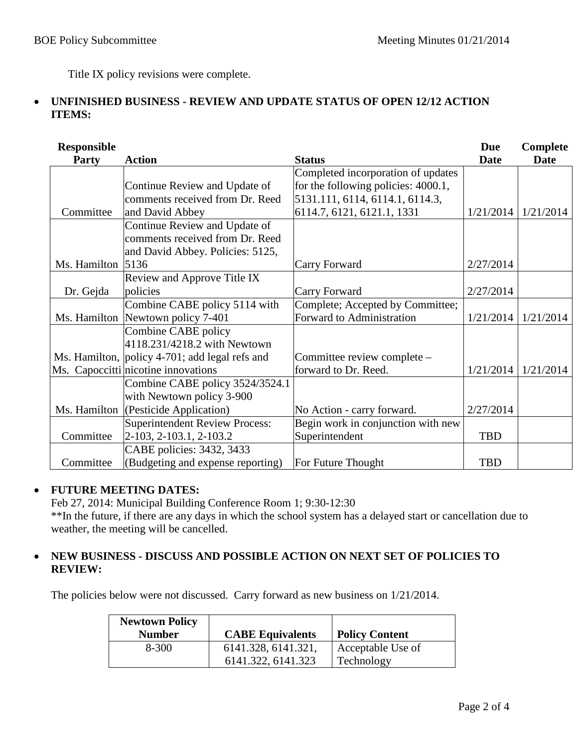Title IX policy revisions were complete.

- **UNFINISHED BUSINESS - REVIEW AND UPDATE STATUS OF OPEN 12/12 ACTION ITEMS:**

| Responsible Party | Action | Status | Due Date | Complete Date |
|---|---|---|---|---|
| Committee | Continue Review and Update of comments received from Dr. Reed and David Abbey | Completed incorporation of updates for the following policies: 4000.1, 5131.111, 6114, 6114.1, 6114.3, 6114.7, 6121, 6121.1, 1331 | 1/21/2014 | 1/21/2014 |
| Ms. Hamilton | Continue Review and Update of comments received from Dr. Reed and David Abbey. Policies: 5125, 5136 | Carry Forward | 2/27/2014 | |
| Dr. Gejda | Review and Approve Title IX policies | Carry Forward | 2/27/2014 | |
| Ms. Hamilton | Combine CABE policy 5114 with Newtown policy 7-401 | Complete; Accepted by Committee; Forward to Administration | 1/21/2014 | 1/21/2014 |
| Ms. Hamilton, Ms. Capoccitti | Combine CABE policy 4118.231/4218.2 with Newtown policy 4-701; add legal refs and nicotine innovations | Committee review complete – forward to Dr. Reed. | 1/21/2014 | 1/21/2014 |
| Ms. Hamilton | Combine CABE policy 3524/3524.1 with Newtown policy 3-900 (Pesticide Application) | No Action - carry forward. | 2/27/2014 | |
| Committee | Superintendent Review Process: 2-103, 2-103.1, 2-103.2 | Begin work in conjunction with new Superintendent | TBD | |
| Committee | CABE policies: 3432, 3433 (Budgeting and expense reporting) | For Future Thought | TBD | |

- **FUTURE MEETING DATES:**
  Feb 27, 2014: Municipal Building Conference Room 1; 9:30-12:30
  **In the future, if there are any days in which the school system has a delayed start or cancellation due to weather, the meeting will be cancelled.

- **NEW BUSINESS - DISCUSS AND POSSIBLE ACTION ON NEXT SET OF POLICIES TO REVIEW:**

  The policies below were not discussed. Carry forward as new business on 1/21/2014.

| Newtown Policy Number | CABE Equivalents | Policy Content |
|---|---|---|
| 8-300 | 6141.328, 6141.321, 6141.322, 6141.323 | Acceptable Use of Technology |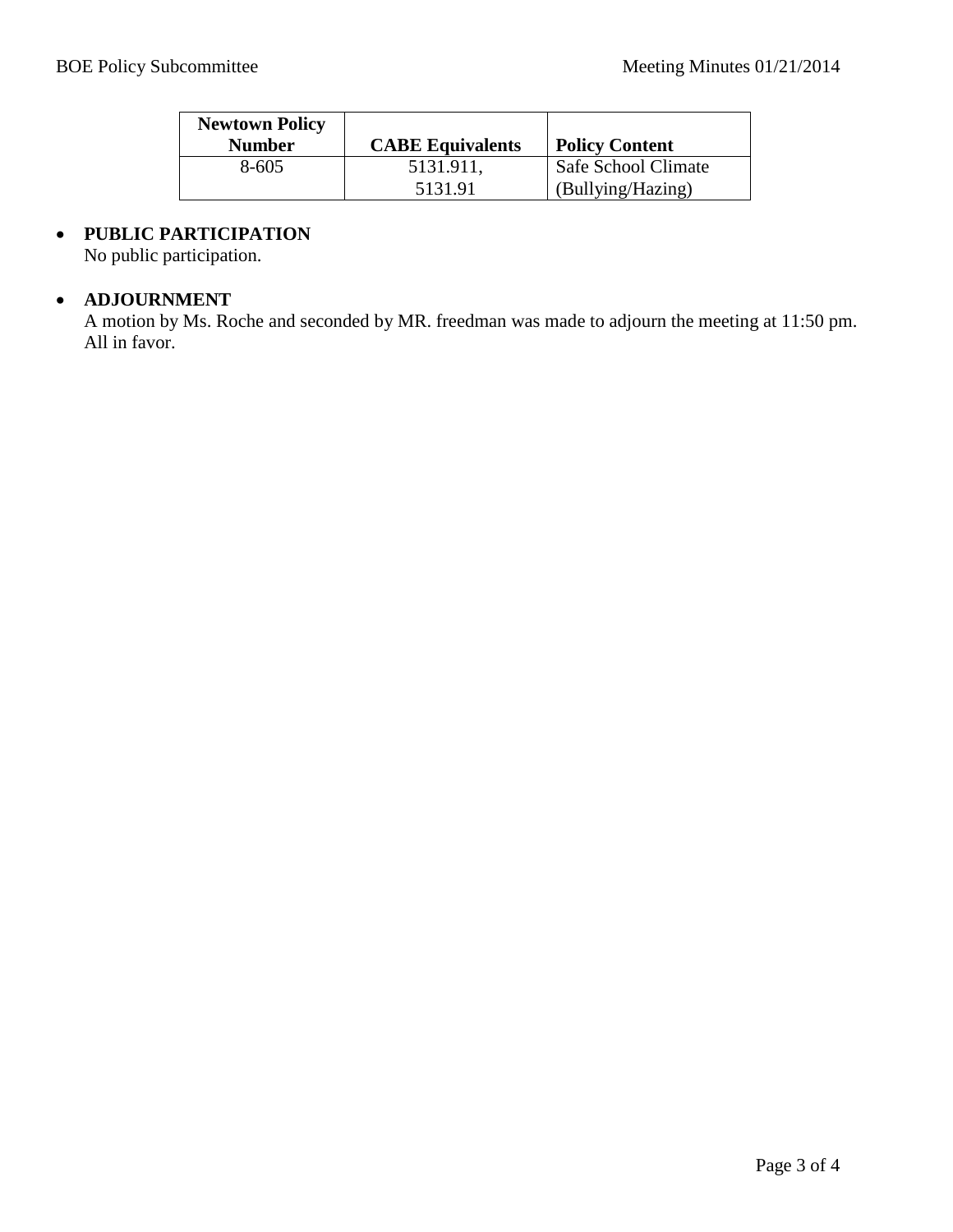| Newtown Policy Number | CABE Equivalents | Policy Content |
|---|---|---|
| 8-605 | 5131.911, 5131.91 | Safe School Climate (Bullying/Hazing) |

- **PUBLIC PARTICIPATION**
  No public participation.

- **ADJOURNMENT**
  A motion by Ms. Roche and seconded by MR. freedman was made to adjourn the meeting at 11:50 pm. All in favor.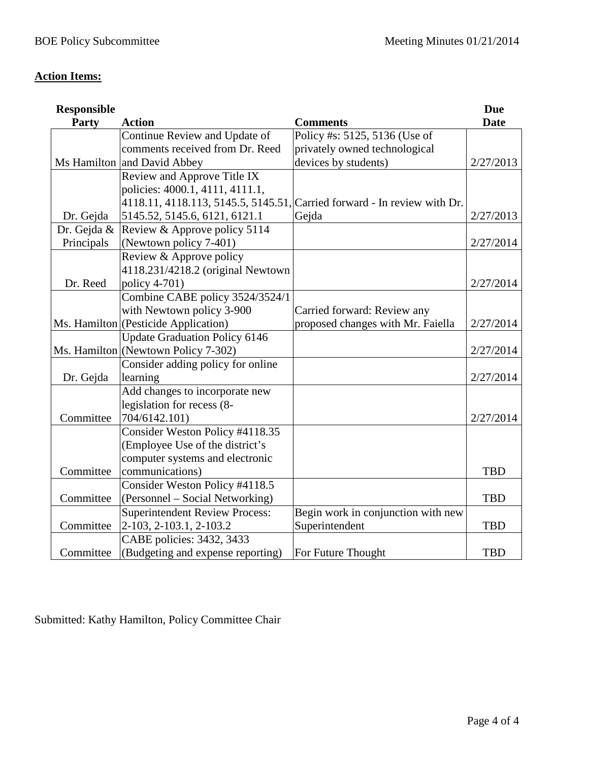**Action Items:**

| Responsible Party | Action | Comments | Due Date |
|---|---|---|---|
| Ms Hamilton | Continue Review and Update of comments received from Dr. Reed and David Abbey | Policy #s: 5125, 5136 (Use of privately owned technological devices by students) | 2/27/2013 |
| Dr. Gejda | Review and Approve Title IX policies: 4000.1, 4111, 4111.1, 4118.11, 4118.113, 5145.5, 5145.51, 5145.52, 5145.6, 6121, 6121.1 | Carried forward - In review with Dr. Gejda | 2/27/2013 |
| Dr. Gejda & Principals | Review & Approve policy 5114 (Newtown policy 7-401) | | 2/27/2014 |
| Dr. Reed | Review & Approve policy 4118.231/4218.2 (original Newtown policy 4-701) | | 2/27/2014 |
| Ms. Hamilton | Combine CABE policy 3524/3524/1 with Newtown policy 3-900 (Pesticide Application) | Carried forward: Review any proposed changes with Mr. Faiella | 2/27/2014 |
| Ms. Hamilton | Update Graduation Policy 6146 (Newtown Policy 7-302) | | 2/27/2014 |
| Dr. Gejda | Consider adding policy for online learning | | 2/27/2014 |
| Committee | Add changes to incorporate new legislation for recess (8-704/6142.101) | | 2/27/2014 |
| Committee | Consider Weston Policy #4118.35 (Employee Use of the district's computer systems and electronic communications) | | TBD |
| Committee | Consider Weston Policy #4118.5 (Personnel – Social Networking) | | TBD |
| Committee | Superintendent Review Process: 2-103, 2-103.1, 2-103.2 | Begin work in conjunction with new Superintendent | TBD |
| Committee | CABE policies: 3432, 3433 (Budgeting and expense reporting) | For Future Thought | TBD |

Submitted: Kathy Hamilton, Policy Committee Chair